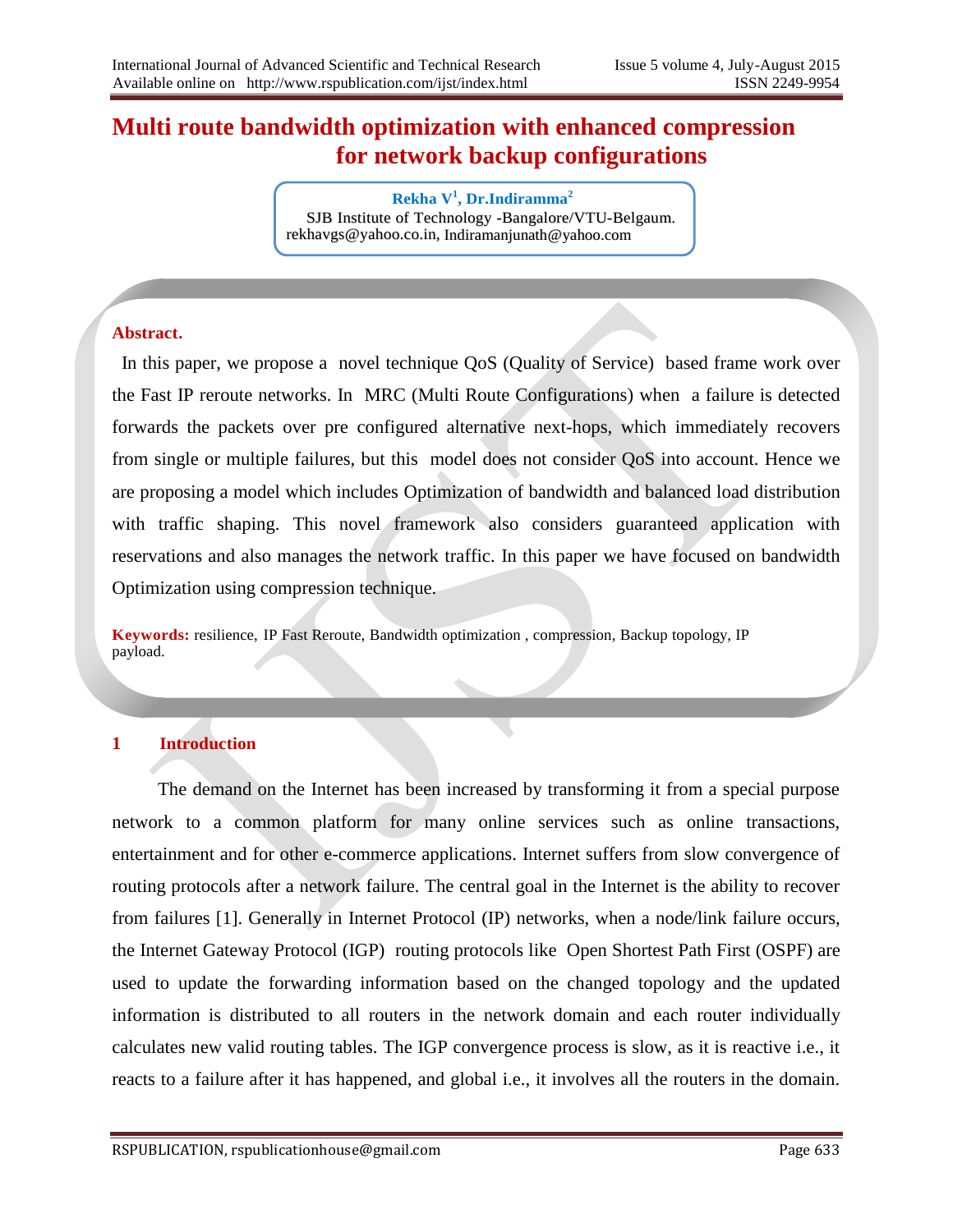# Multi route bandwidth optimization with enhanced compression for network backup configurations

**Rekha V[1], Dr.Indiramma[2]**

SJB Institute of Technology -Bangalore/VTU-Belgaum.

rekhavgs@yahoo.co.in, Indiramanjunath@yahoo.com

**Abstract.**

In this paper, we propose a novel technique QoS (Quality of Service) based frame work over the Fast IP reroute networks. In MRC (Multi Route Configurations) when a failure is detected forwards the packets over pre configured alternative next-hops, which immediately recovers from single or multiple failures, but this model does not consider QoS into account. Hence we are proposing a model which includes Optimization of bandwidth and balanced load distribution with traffic shaping. This novel framework also considers guaranteed application with reservations and also manages the network traffic. In this paper we have focused on bandwidth Optimization using compression technique.

**Keywords:** resilience, IP Fast Reroute, Bandwidth optimization , compression, Backup topology, IP payload.

## 1 Introduction

The demand on the Internet has been increased by transforming it from a special purpose network to a common platform for many online services such as online transactions, entertainment and for other e-commerce applications. Internet suffers from slow convergence of routing protocols after a network failure. The central goal in the Internet is the ability to recover from failures [1]. Generally in Internet Protocol (IP) networks, when a node/link failure occurs, the Internet Gateway Protocol (IGP) routing protocols like Open Shortest Path First (OSPF) are used to update the forwarding information based on the changed topology and the updated information is distributed to all routers in the network domain and each router individually calculates new valid routing tables. The IGP convergence process is slow, as it is reactive i.e., it reacts to a failure after it has happened, and global i.e., it involves all the routers in the domain.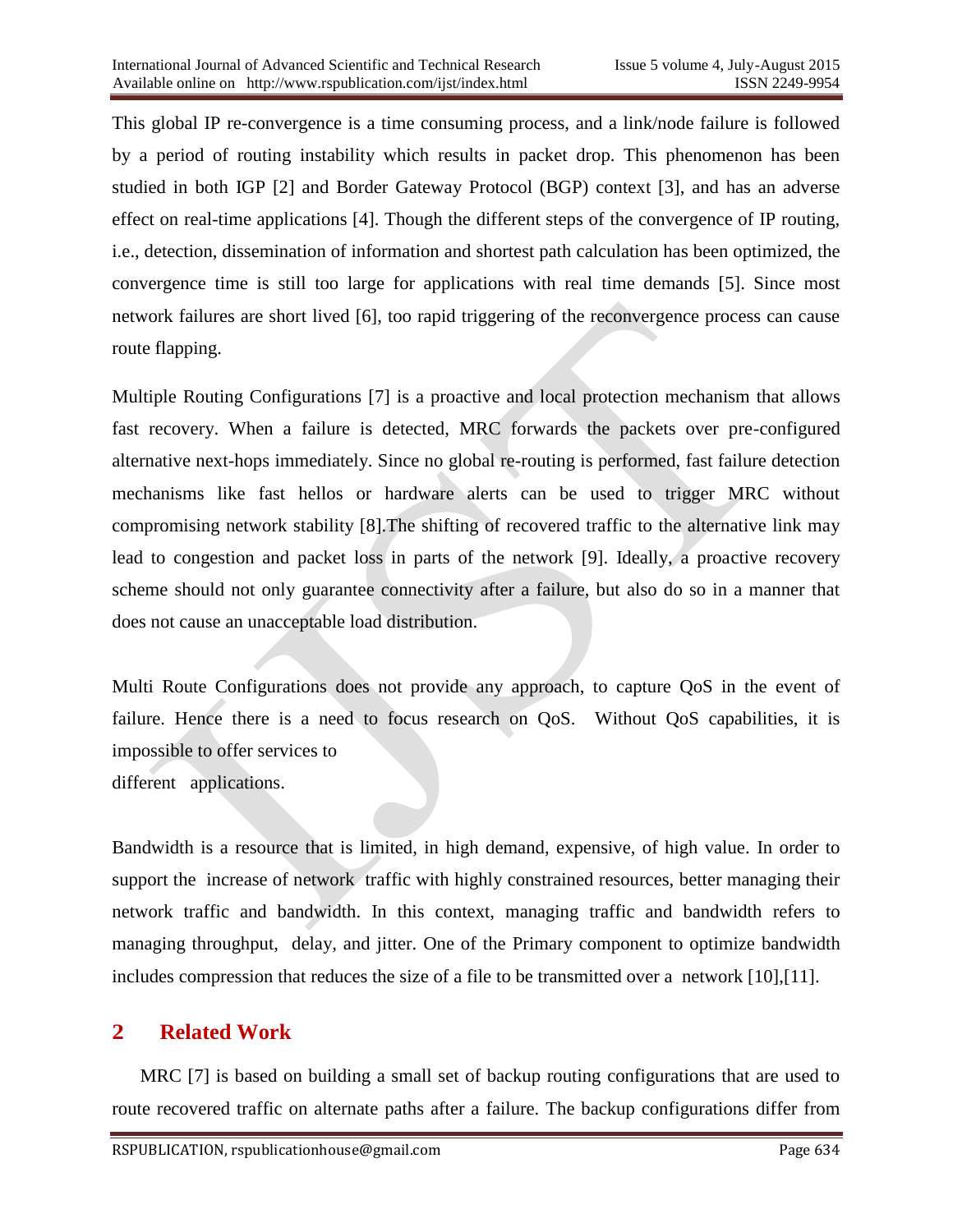This global IP re-convergence is a time consuming process, and a link/node failure is followed by a period of routing instability which results in packet drop. This phenomenon has been studied in both IGP [2] and Border Gateway Protocol (BGP) context [3], and has an adverse effect on real-time applications [4]. Though the different steps of the convergence of IP routing, i.e., detection, dissemination of information and shortest path calculation has been optimized, the convergence time is still too large for applications with real time demands [5]. Since most network failures are short lived [6], too rapid triggering of the reconvergence process can cause route flapping.

Multiple Routing Configurations [7] is a proactive and local protection mechanism that allows fast recovery. When a failure is detected, MRC forwards the packets over pre-configured alternative next-hops immediately. Since no global re-routing is performed, fast failure detection mechanisms like fast hellos or hardware alerts can be used to trigger MRC without compromising network stability [8].The shifting of recovered traffic to the alternative link may lead to congestion and packet loss in parts of the network [9]. Ideally, a proactive recovery scheme should not only guarantee connectivity after a failure, but also do so in a manner that does not cause an unacceptable load distribution.

Multi Route Configurations does not provide any approach, to capture QoS in the event of failure. Hence there is a need to focus research on QoS. Without QoS capabilities, it is impossible to offer services to different applications.

Bandwidth is a resource that is limited, in high demand, expensive, of high value. In order to support the increase of network traffic with highly constrained resources, better managing their network traffic and bandwidth. In this context, managing traffic and bandwidth refers to managing throughput, delay, and jitter. One of the Primary component to optimize bandwidth includes compression that reduces the size of a file to be transmitted over a network [10],[11].

## 2 Related Work

MRC [7] is based on building a small set of backup routing configurations that are used to route recovered traffic on alternate paths after a failure. The backup configurations differ from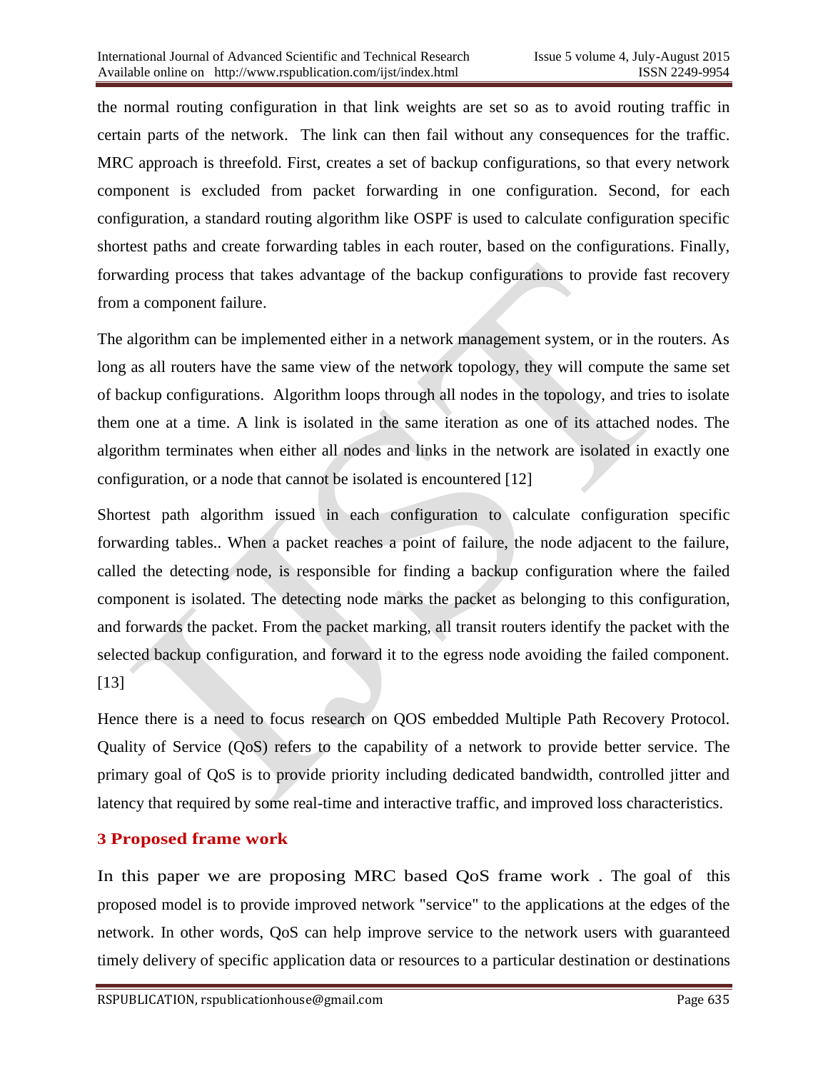the normal routing configuration in that link weights are set so as to avoid routing traffic in certain parts of the network. The link can then fail without any consequences for the traffic. MRC approach is threefold. First, creates a set of backup configurations, so that every network component is excluded from packet forwarding in one configuration. Second, for each configuration, a standard routing algorithm like OSPF is used to calculate configuration specific shortest paths and create forwarding tables in each router, based on the configurations. Finally, forwarding process that takes advantage of the backup configurations to provide fast recovery from a component failure.

The algorithm can be implemented either in a network management system, or in the routers. As long as all routers have the same view of the network topology, they will compute the same set of backup configurations. Algorithm loops through all nodes in the topology, and tries to isolate them one at a time. A link is isolated in the same iteration as one of its attached nodes. The algorithm terminates when either all nodes and links in the network are isolated in exactly one configuration, or a node that cannot be isolated is encountered [12]

Shortest path algorithm issued in each configuration to calculate configuration specific forwarding tables.. When a packet reaches a point of failure, the node adjacent to the failure, called the detecting node, is responsible for finding a backup configuration where the failed component is isolated. The detecting node marks the packet as belonging to this configuration, and forwards the packet. From the packet marking, all transit routers identify the packet with the selected backup configuration, and forward it to the egress node avoiding the failed component. [13]

Hence there is a need to focus research on QOS embedded Multiple Path Recovery Protocol. Quality of Service (QoS) refers to the capability of a network to provide better service. The primary goal of QoS is to provide priority including dedicated bandwidth, controlled jitter and latency that required by some real-time and interactive traffic, and improved loss characteristics.

## 3 Proposed frame work

In this paper we are proposing MRC based QoS frame work . The goal of this proposed model is to provide improved network "service" to the applications at the edges of the network. In other words, QoS can help improve service to the network users with guaranteed timely delivery of specific application data or resources to a particular destination or destinations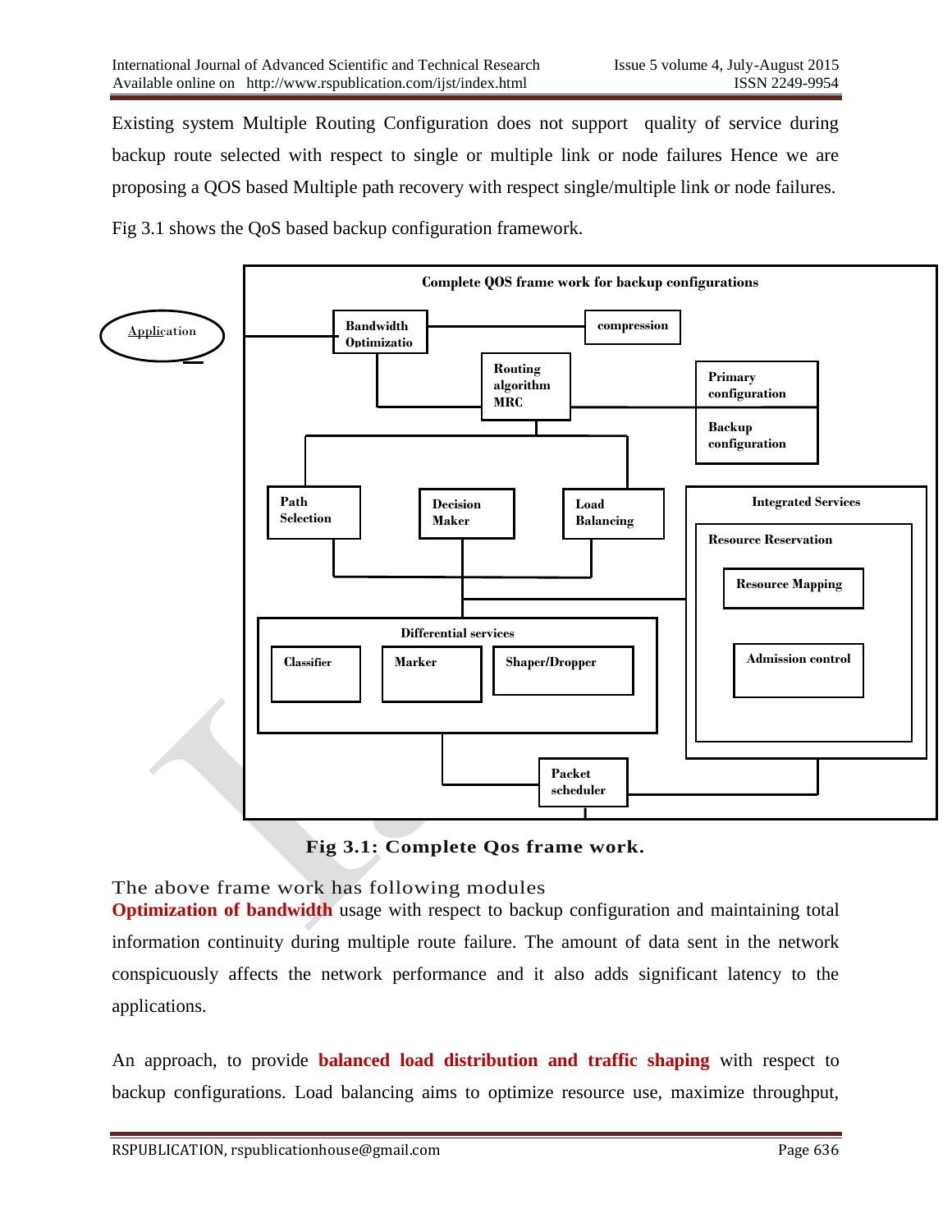Existing system Multiple Routing Configuration does not support quality of service during backup route selected with respect to single or multiple link or node failures Hence we are proposing a QOS based Multiple path recovery with respect single/multiple link or node failures.

Fig 3.1 shows the QoS based backup configuration framework.

**Fig 3.1: Complete Qos frame work.**

The above frame work has following modules

**Optimization of bandwidth** usage with respect to backup configuration and maintaining total information continuity during multiple route failure. The amount of data sent in the network conspicuously affects the network performance and it also adds significant latency to the applications.

An approach, to provide **balanced load distribution and traffic shaping** with respect to backup configurations. Load balancing aims to optimize resource use, maximize throughput,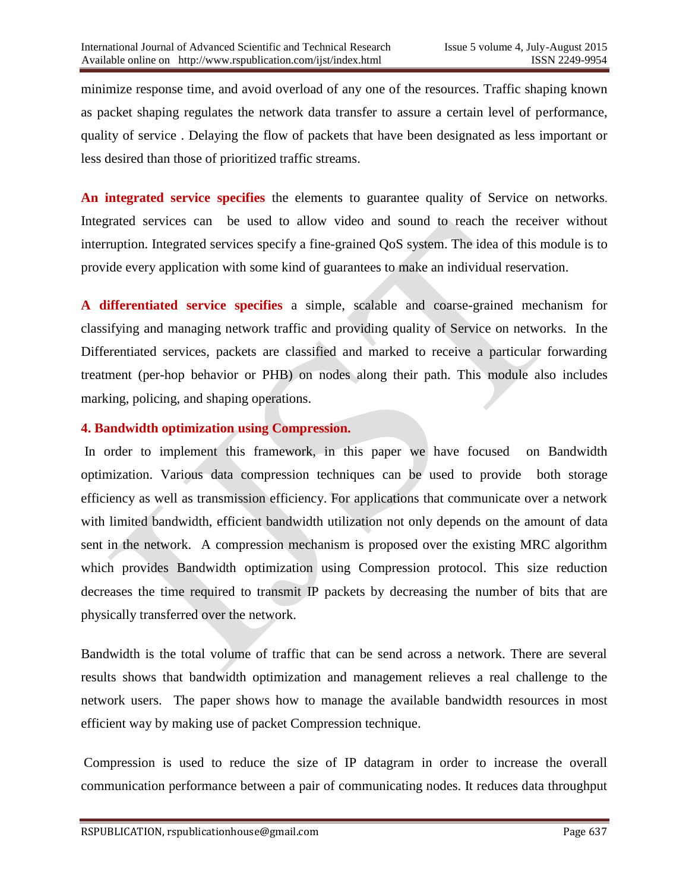minimize response time, and avoid overload of any one of the resources. Traffic shaping known as packet shaping regulates the network data transfer to assure a certain level of performance, quality of service . Delaying the flow of packets that have been designated as less important or less desired than those of prioritized traffic streams.

**An integrated service specifies** the elements to guarantee quality of Service on networks. Integrated services can be used to allow video and sound to reach the receiver without interruption. Integrated services specify a fine-grained QoS system. The idea of this module is to provide every application with some kind of guarantees to make an individual reservation.

**A differentiated service specifies** a simple, scalable and coarse-grained mechanism for classifying and managing network traffic and providing quality of Service on networks. In the Differentiated services, packets are classified and marked to receive a particular forwarding treatment (per-hop behavior or PHB) on nodes along their path. This module also includes marking, policing, and shaping operations.

## 4. Bandwidth optimization using Compression.

In order to implement this framework, in this paper we have focused on Bandwidth optimization. Various data compression techniques can be used to provide both storage efficiency as well as transmission efficiency. For applications that communicate over a network with limited bandwidth, efficient bandwidth utilization not only depends on the amount of data sent in the network. A compression mechanism is proposed over the existing MRC algorithm which provides Bandwidth optimization using Compression protocol. This size reduction decreases the time required to transmit IP packets by decreasing the number of bits that are physically transferred over the network.

Bandwidth is the total volume of traffic that can be send across a network. There are several results shows that bandwidth optimization and management relieves a real challenge to the network users. The paper shows how to manage the available bandwidth resources in most efficient way by making use of packet Compression technique.

Compression is used to reduce the size of IP datagram in order to increase the overall communication performance between a pair of communicating nodes. It reduces data throughput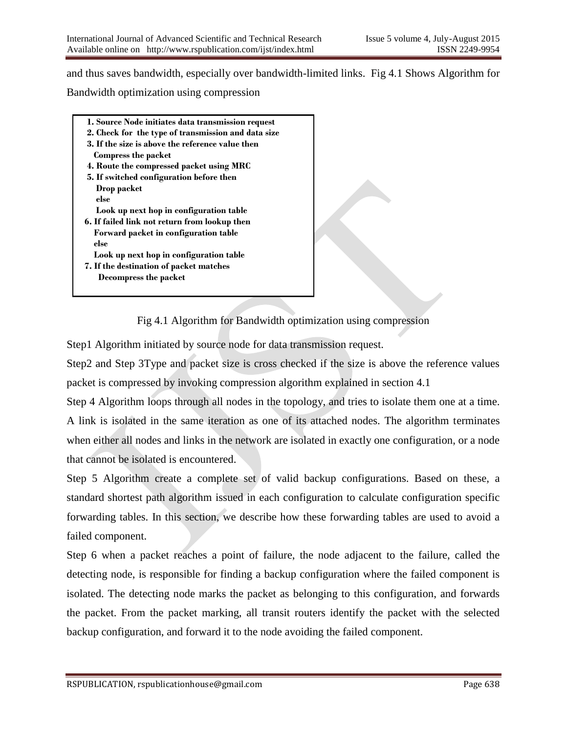and thus saves bandwidth, especially over bandwidth-limited links. Fig 4.1 Shows Algorithm for Bandwidth optimization using compression

```
1. Source Node initiates data transmission request
2. Check for  the type of transmission and data size
3. If the size is above the reference value then
   Compress the packet
4. Route the compressed packet using MRC
5. If switched configuration before then
    Drop packet
    else
    Look up next hop in configuration table
6. If failed link not return from lookup then
    Forward packet in configuration table
    else
    Look up next hop in configuration table
7. If the destination of packet matches
     Decompress the packet
```

Fig 4.1 Algorithm for Bandwidth optimization using compression

Step1 Algorithm initiated by source node for data transmission request.

Step2 and Step 3Type and packet size is cross checked if the size is above the reference values packet is compressed by invoking compression algorithm explained in section 4.1

Step 4 Algorithm loops through all nodes in the topology, and tries to isolate them one at a time. A link is isolated in the same iteration as one of its attached nodes. The algorithm terminates when either all nodes and links in the network are isolated in exactly one configuration, or a node that cannot be isolated is encountered.

Step 5 Algorithm create a complete set of valid backup configurations. Based on these, a standard shortest path algorithm issued in each configuration to calculate configuration specific forwarding tables. In this section, we describe how these forwarding tables are used to avoid a failed component.

Step 6 when a packet reaches a point of failure, the node adjacent to the failure, called the detecting node, is responsible for finding a backup configuration where the failed component is isolated. The detecting node marks the packet as belonging to this configuration, and forwards the packet. From the packet marking, all transit routers identify the packet with the selected backup configuration, and forward it to the node avoiding the failed component.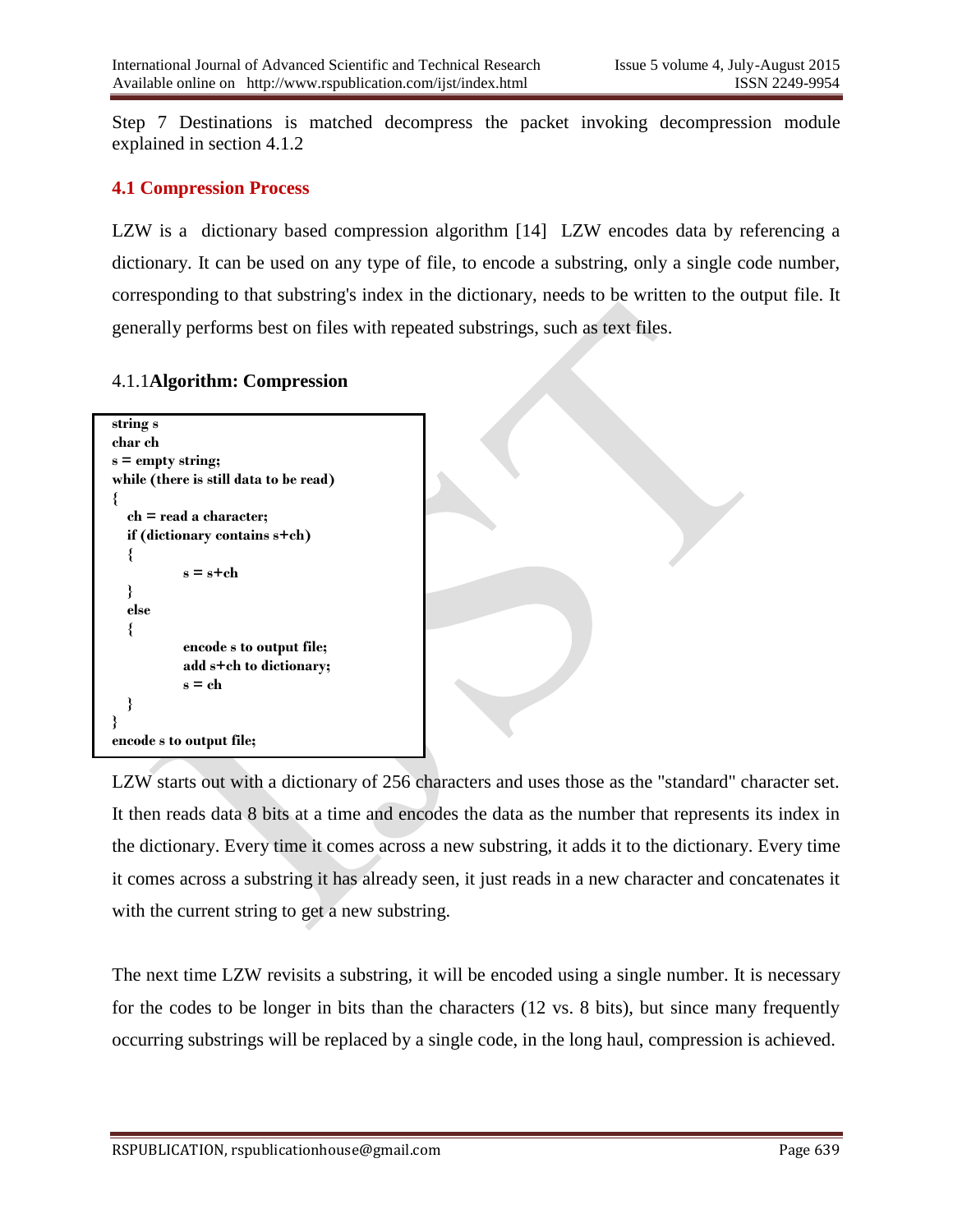Step 7 Destinations is matched decompress the packet invoking decompression module explained in section 4.1.2

## 4.1 Compression Process

LZW is a dictionary based compression algorithm [14] LZW encodes data by referencing a dictionary. It can be used on any type of file, to encode a substring, only a single code number, corresponding to that substring's index in the dictionary, needs to be written to the output file. It generally performs best on files with repeated substrings, such as text files.

### 4.1.1**Algorithm: Compression**

```
string s
char ch
s = empty string;
while (there is still data to be read)
{
   ch = read a character;
   if (dictionary contains s+ch)
   {
            s = s+ch
   }
   else
   {
            encode s to output file;
            add s+ch to dictionary;
            s = ch
   }
}
encode s to output file;
```

LZW starts out with a dictionary of 256 characters and uses those as the "standard" character set. It then reads data 8 bits at a time and encodes the data as the number that represents its index in the dictionary. Every time it comes across a new substring, it adds it to the dictionary. Every time it comes across a substring it has already seen, it just reads in a new character and concatenates it with the current string to get a new substring.

The next time LZW revisits a substring, it will be encoded using a single number. It is necessary for the codes to be longer in bits than the characters (12 vs. 8 bits), but since many frequently occurring substrings will be replaced by a single code, in the long haul, compression is achieved.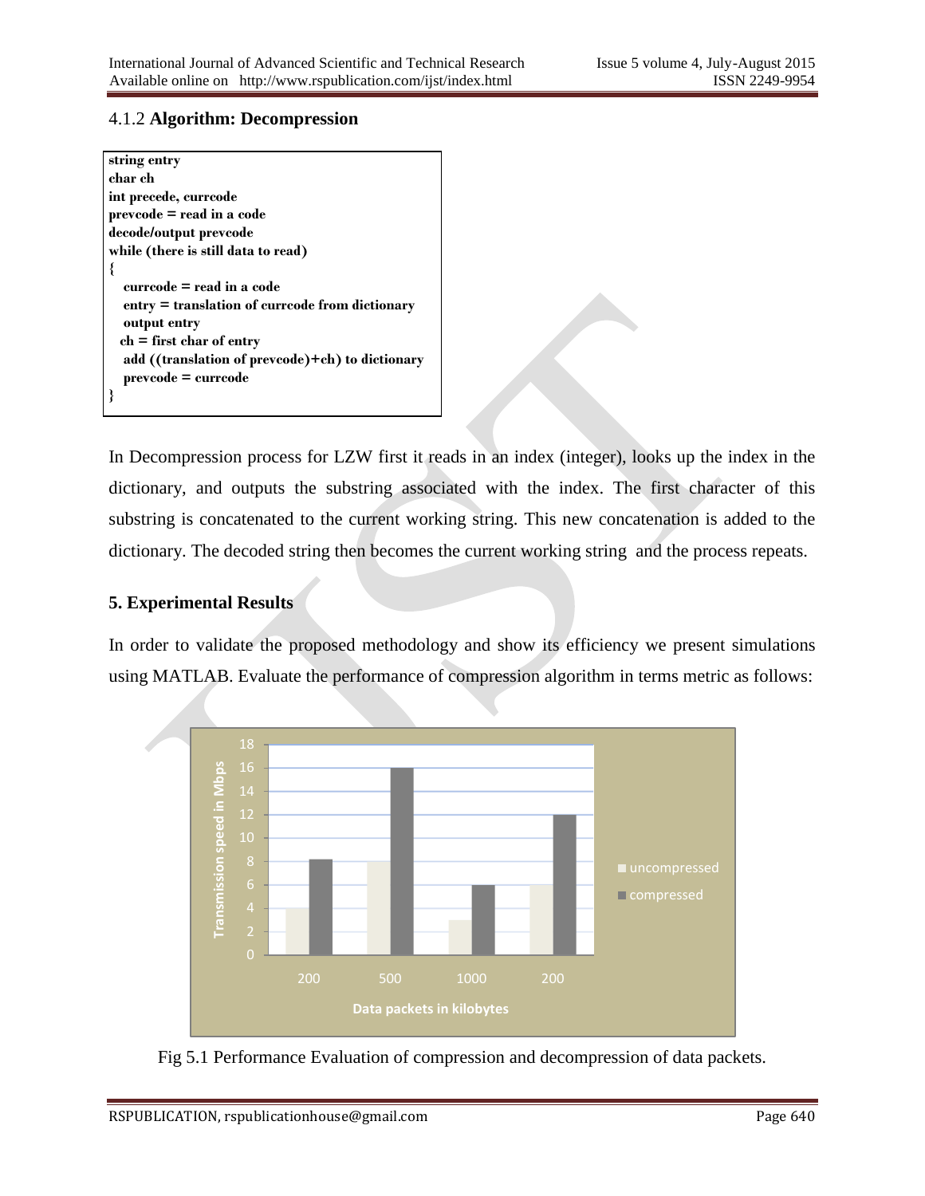### 4.1.2 **Algorithm: Decompression**

```
string entry
char ch
int precede, currcode
prevcode = read in a code
decode/output prevcode
while (there is still data to read)
{
   currcode = read in a code
   entry = translation of currcode from dictionary
   output entry
   ch = first char of entry
   add ((translation of prevcode)+ch) to dictionary
   prevcode = currcode
}
```

In Decompression process for LZW first it reads in an index (integer), looks up the index in the dictionary, and outputs the substring associated with the index. The first character of this substring is concatenated to the current working string. This new concatenation is added to the dictionary. The decoded string then becomes the current working string and the process repeats.

## 5. Experimental Results

In order to validate the proposed methodology and show its efficiency we present simulations using MATLAB. Evaluate the performance of compression algorithm in terms metric as follows:

Fig 5.1 Performance Evaluation of compression and decompression of data packets.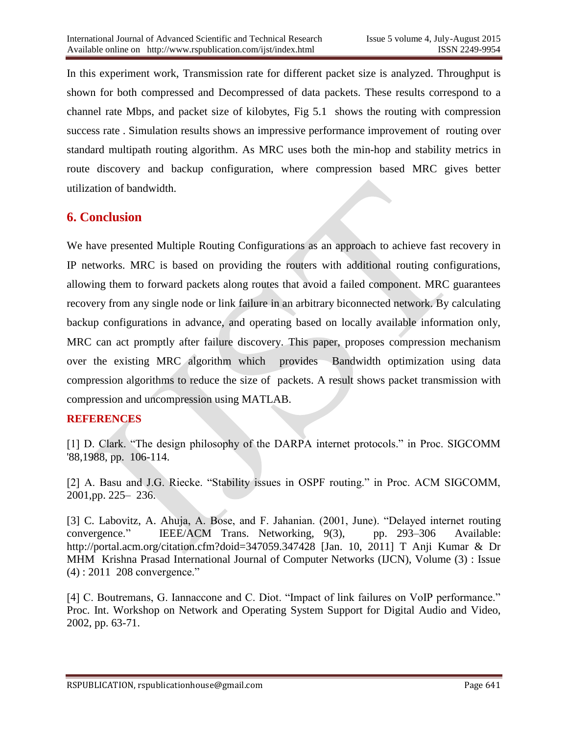In this experiment work, Transmission rate for different packet size is analyzed. Throughput is shown for both compressed and Decompressed of data packets. These results correspond to a channel rate Mbps, and packet size of kilobytes, Fig 5.1 shows the routing with compression success rate . Simulation results shows an impressive performance improvement of routing over standard multipath routing algorithm. As MRC uses both the min-hop and stability metrics in route discovery and backup configuration, where compression based MRC gives better utilization of bandwidth.

## 6. Conclusion

We have presented Multiple Routing Configurations as an approach to achieve fast recovery in IP networks. MRC is based on providing the routers with additional routing configurations, allowing them to forward packets along routes that avoid a failed component. MRC guarantees recovery from any single node or link failure in an arbitrary biconnected network. By calculating backup configurations in advance, and operating based on locally available information only, MRC can act promptly after failure discovery. This paper, proposes compression mechanism over the existing MRC algorithm which provides Bandwidth optimization using data compression algorithms to reduce the size of packets. A result shows packet transmission with compression and uncompression using MATLAB.

## REFERENCES

[1] D. Clark. "The design philosophy of the DARPA internet protocols." in Proc. SIGCOMM '88,1988, pp. 106-114.

[2] A. Basu and J.G. Riecke. "Stability issues in OSPF routing." in Proc. ACM SIGCOMM, 2001,pp. 225– 236.

[3] C. Labovitz, A. Ahuja, A. Bose, and F. Jahanian. (2001, June). "Delayed internet routing convergence." IEEE/ACM Trans. Networking, 9(3), pp. 293–306 Available: http://portal.acm.org/citation.cfm?doid=347059.347428 [Jan. 10, 2011] T Anji Kumar & Dr MHM Krishna Prasad International Journal of Computer Networks (IJCN), Volume (3) : Issue (4) : 2011 208 convergence."

[4] C. Boutremans, G. Iannaccone and C. Diot. "Impact of link failures on VoIP performance." Proc. Int. Workshop on Network and Operating System Support for Digital Audio and Video, 2002, pp. 63-71.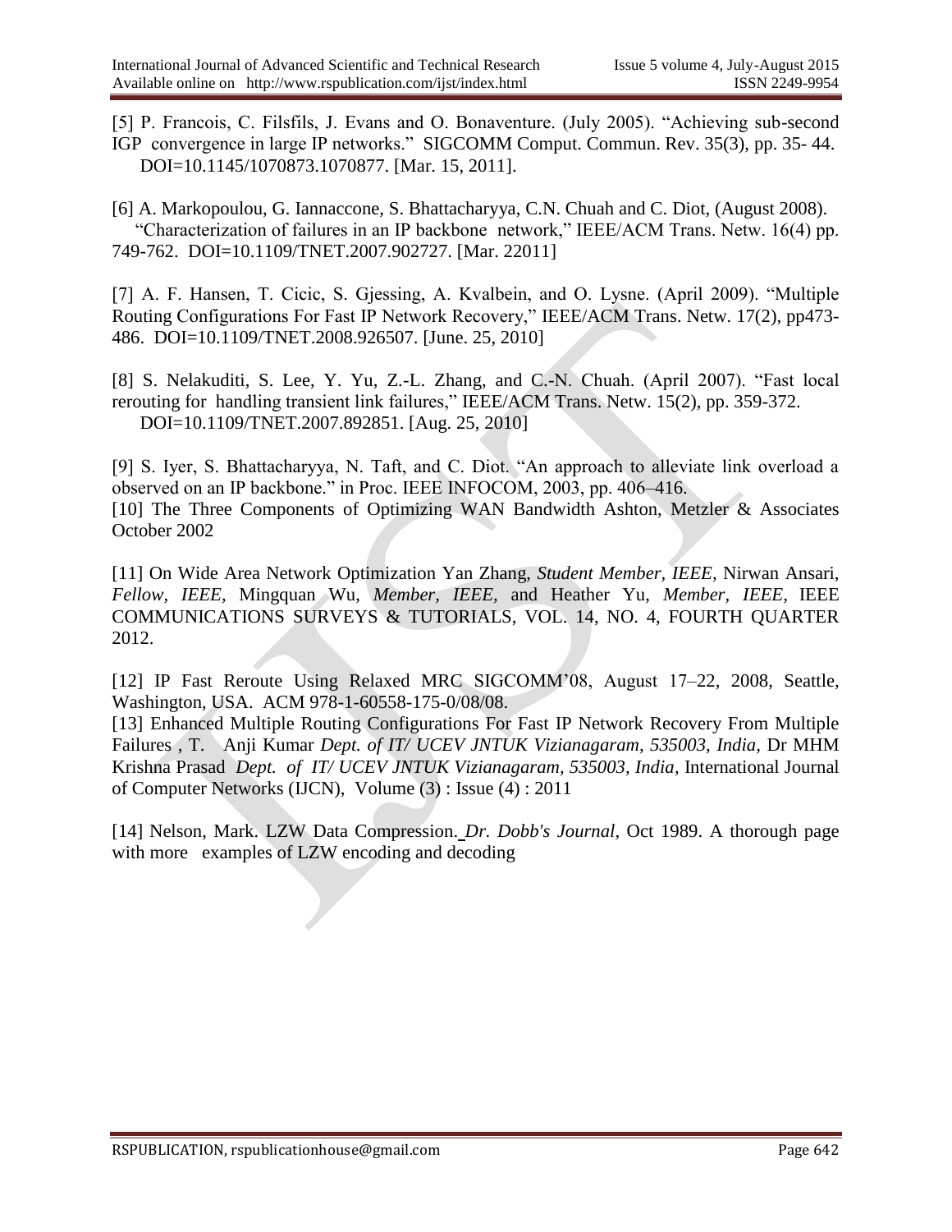[5] P. Francois, C. Filsfils, J. Evans and O. Bonaventure. (July 2005). "Achieving sub-second IGP convergence in large IP networks." SIGCOMM Comput. Commun. Rev. 35(3), pp. 35- 44. DOI=10.1145/1070873.1070877. [Mar. 15, 2011].

[6] A. Markopoulou, G. Iannaccone, S. Bhattacharyya, C.N. Chuah and C. Diot, (August 2008). "Characterization of failures in an IP backbone network," IEEE/ACM Trans. Netw. 16(4) pp. 749-762. DOI=10.1109/TNET.2007.902727. [Mar. 22011]

[7] A. F. Hansen, T. Cicic, S. Gjessing, A. Kvalbein, and O. Lysne. (April 2009). "Multiple Routing Configurations For Fast IP Network Recovery," IEEE/ACM Trans. Netw. 17(2), pp473-486. DOI=10.1109/TNET.2008.926507. [June. 25, 2010]

[8] S. Nelakuditi, S. Lee, Y. Yu, Z.-L. Zhang, and C.-N. Chuah. (April 2007). "Fast local rerouting for handling transient link failures," IEEE/ACM Trans. Netw. 15(2), pp. 359-372. DOI=10.1109/TNET.2007.892851. [Aug. 25, 2010]

[9] S. Iyer, S. Bhattacharyya, N. Taft, and C. Diot. "An approach to alleviate link overload a observed on an IP backbone." in Proc. IEEE INFOCOM, 2003, pp. 406–416.

[10] The Three Components of Optimizing WAN Bandwidth Ashton, Metzler & Associates October 2002

[11] On Wide Area Network Optimization Yan Zhang, *Student Member, IEEE,* Nirwan Ansari, *Fellow, IEEE,* Mingquan Wu, *Member, IEEE,* and Heather Yu, *Member, IEEE,* IEEE COMMUNICATIONS SURVEYS & TUTORIALS, VOL. 14, NO. 4, FOURTH QUARTER 2012.

[12] IP Fast Reroute Using Relaxed MRC SIGCOMM'08, August 17–22, 2008, Seattle, Washington, USA. ACM 978-1-60558-175-0/08/08.

[13] Enhanced Multiple Routing Configurations For Fast IP Network Recovery From Multiple Failures , T. Anji Kumar *Dept. of IT/ UCEV JNTUK Vizianagaram, 535003, India,* Dr MHM Krishna Prasad *Dept. of IT/ UCEV JNTUK Vizianagaram, 535003, India,* International Journal of Computer Networks (IJCN), Volume (3) : Issue (4) : 2011

[14] Nelson, Mark. LZW Data Compression. *Dr. Dobb's Journal*, Oct 1989. A thorough page with more examples of LZW encoding and decoding